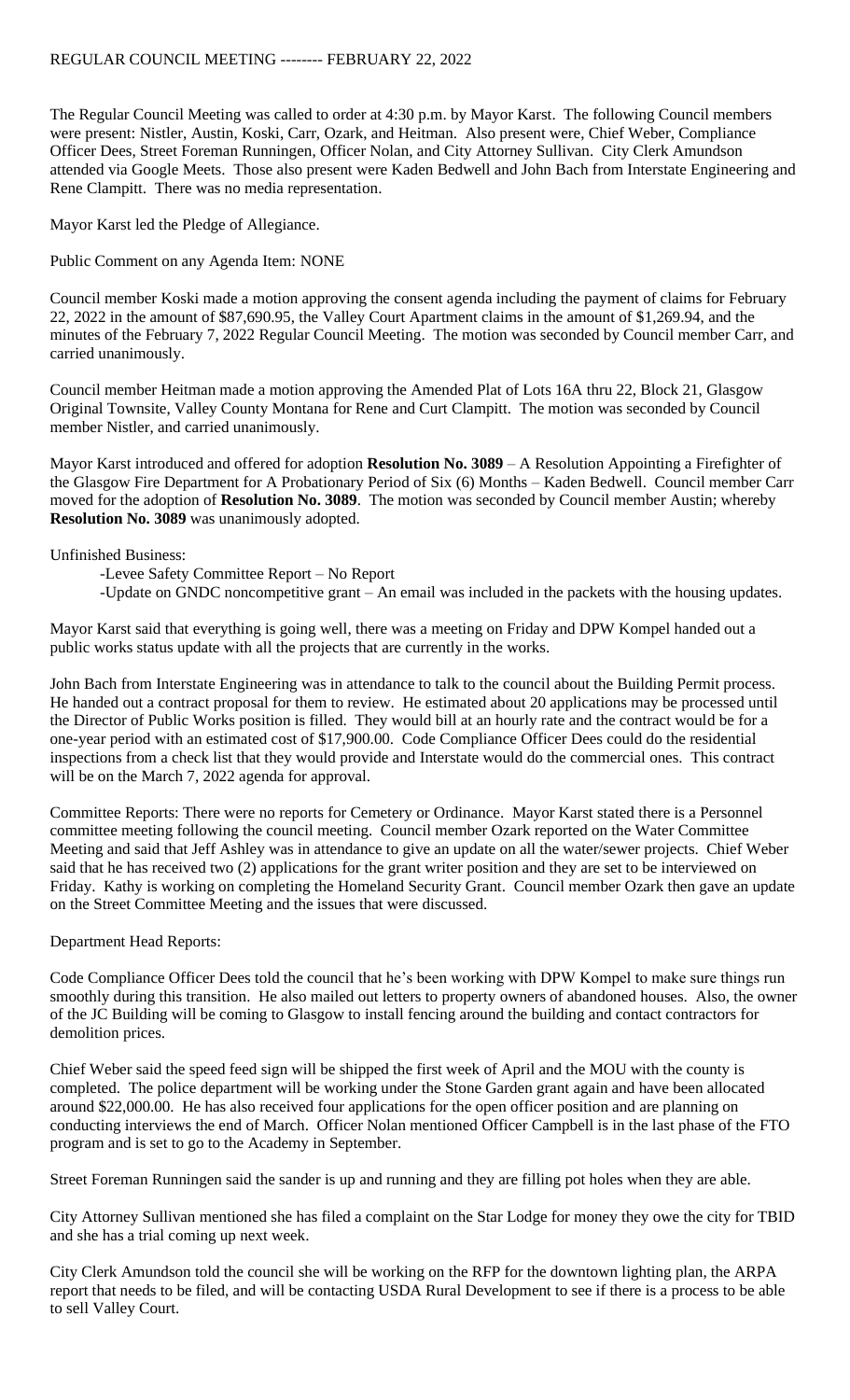# REGULAR COUNCIL MEETING -------- FEBRUARY 22, 2022

The Regular Council Meeting was called to order at 4:30 p.m. by Mayor Karst. The following Council members were present: Nistler, Austin, Koski, Carr, Ozark, and Heitman. Also present were, Chief Weber, Compliance Officer Dees, Street Foreman Runningen, Officer Nolan, and City Attorney Sullivan. City Clerk Amundson attended via Google Meets. Those also present were Kaden Bedwell and John Bach from Interstate Engineering and Rene Clampitt. There was no media representation.

Mayor Karst led the Pledge of Allegiance.

Public Comment on any Agenda Item: NONE

Council member Koski made a motion approving the consent agenda including the payment of claims for February 22, 2022 in the amount of $87,690.95, the Valley Court Apartment claims in the amount of $1,269.94, and the minutes of the February 7, 2022 Regular Council Meeting. The motion was seconded by Council member Carr, and carried unanimously.

Council member Heitman made a motion approving the Amended Plat of Lots 16A thru 22, Block 21, Glasgow Original Townsite, Valley County Montana for Rene and Curt Clampitt. The motion was seconded by Council member Nistler, and carried unanimously.

Mayor Karst introduced and offered for adoption **Resolution No. 3089** – A Resolution Appointing a Firefighter of the Glasgow Fire Department for A Probationary Period of Six (6) Months – Kaden Bedwell. Council member Carr moved for the adoption of **Resolution No. 3089**. The motion was seconded by Council member Austin; whereby **Resolution No. 3089** was unanimously adopted.

Unfinished Business:

- Levee Safety Committee Report – No Report
- Update on GNDC noncompetitive grant – An email was included in the packets with the housing updates.

Mayor Karst said that everything is going well, there was a meeting on Friday and DPW Kompel handed out a public works status update with all the projects that are currently in the works.

John Bach from Interstate Engineering was in attendance to talk to the council about the Building Permit process. He handed out a contract proposal for them to review. He estimated about 20 applications may be processed until the Director of Public Works position is filled. They would bill at an hourly rate and the contract would be for a one-year period with an estimated cost of $17,900.00. Code Compliance Officer Dees could do the residential inspections from a check list that they would provide and Interstate would do the commercial ones. This contract will be on the March 7, 2022 agenda for approval.

Committee Reports: There were no reports for Cemetery or Ordinance. Mayor Karst stated there is a Personnel committee meeting following the council meeting. Council member Ozark reported on the Water Committee Meeting and said that Jeff Ashley was in attendance to give an update on all the water/sewer projects. Chief Weber said that he has received two (2) applications for the grant writer position and they are set to be interviewed on Friday. Kathy is working on completing the Homeland Security Grant. Council member Ozark then gave an update on the Street Committee Meeting and the issues that were discussed.

Department Head Reports:

Code Compliance Officer Dees told the council that he's been working with DPW Kompel to make sure things run smoothly during this transition. He also mailed out letters to property owners of abandoned houses. Also, the owner of the JC Building will be coming to Glasgow to install fencing around the building and contact contractors for demolition prices.

Chief Weber said the speed feed sign will be shipped the first week of April and the MOU with the county is completed. The police department will be working under the Stone Garden grant again and have been allocated around $22,000.00. He has also received four applications for the open officer position and are planning on conducting interviews the end of March. Officer Nolan mentioned Officer Campbell is in the last phase of the FTO program and is set to go to the Academy in September.

Street Foreman Runningen said the sander is up and running and they are filling pot holes when they are able.

City Attorney Sullivan mentioned she has filed a complaint on the Star Lodge for money they owe the city for TBID and she has a trial coming up next week.

City Clerk Amundson told the council she will be working on the RFP for the downtown lighting plan, the ARPA report that needs to be filed, and will be contacting USDA Rural Development to see if there is a process to be able to sell Valley Court.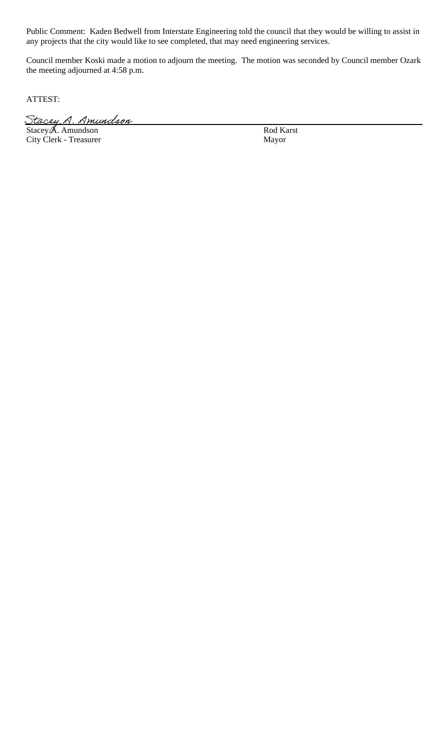Public Comment: Kaden Bedwell from Interstate Engineering told the council that they would be willing to assist in any projects that the city would like to see completed, that may need engineering services.

Council member Koski made a motion to adjourn the meeting. The motion was seconded by Council member Ozark the meeting adjourned at 4:58 p.m.

ATTEST:

Stacey A. Amundson

| | |
|---|---|
| Stacey A. Amundson | Rod Karst |
| City Clerk - Treasurer | Mayor |